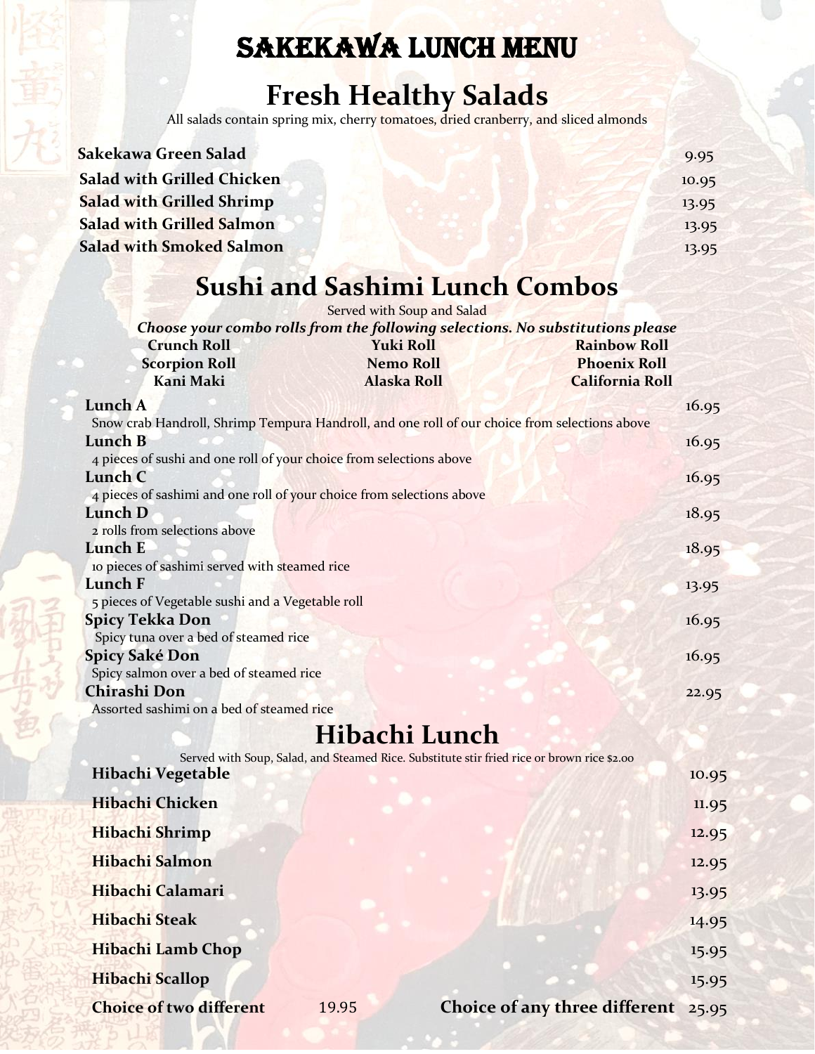# SAKEKAWA LUNCH MENU

## Fresh Healthy Salads

All salads contain spring mix, cherry tomatoes, dried cranberry, and sliced almonds

| Item | Price |
|---|---|
| **Sakekawa Green Salad** | 9.95 |
| **Salad with Grilled Chicken** | 10.95 |
| **Salad with Grilled Shrimp** | 13.95 |
| **Salad with Grilled Salmon** | 13.95 |
| **Salad with Smoked Salmon** | 13.95 |

## Sushi and Sashimi Lunch Combos

Served with Soup and Salad

***Choose your combo rolls from the following selections. No substitutions please***

| | | |
|---|---|---|
| **Crunch Roll** | **Yuki Roll** | **Rainbow Roll** |
| **Scorpion Roll** | **Nemo Roll** | **Phoenix Roll** |
| **Kani Maki** | **Alaska Roll** | **California Roll** |

**Lunch A** — 16.95
Snow crab Handroll, Shrimp Tempura Handroll, and one roll of our choice from selections above

**Lunch B** — 16.95
4 pieces of sushi and one roll of your choice from selections above

**Lunch C** — 16.95
4 pieces of sashimi and one roll of your choice from selections above

**Lunch D** — 18.95
2 rolls from selections above

**Lunch E** — 18.95
10 pieces of sashimi served with steamed rice

**Lunch F** — 13.95
5 pieces of Vegetable sushi and a Vegetable roll

**Spicy Tekka Don** — 16.95
Spicy tuna over a bed of steamed rice

**Spicy Saké Don** — 16.95
Spicy salmon over a bed of steamed rice

**Chirashi Don** — 22.95
Assorted sashimi on a bed of steamed rice

## Hibachi Lunch

Served with Soup, Salad, and Steamed Rice. Substitute stir fried rice or brown rice $2.00

| Item | Price |
|---|---|
| **Hibachi Vegetable** | 10.95 |
| **Hibachi Chicken** | 11.95 |
| **Hibachi Shrimp** | 12.95 |
| **Hibachi Salmon** | 12.95 |
| **Hibachi Calamari** | 13.95 |
| **Hibachi Steak** | 14.95 |
| **Hibachi Lamb Chop** | 15.95 |
| **Hibachi Scallop** | 15.95 |
| **Choice of two different** | 19.95 |
| **Choice of any three different** | 25.95 |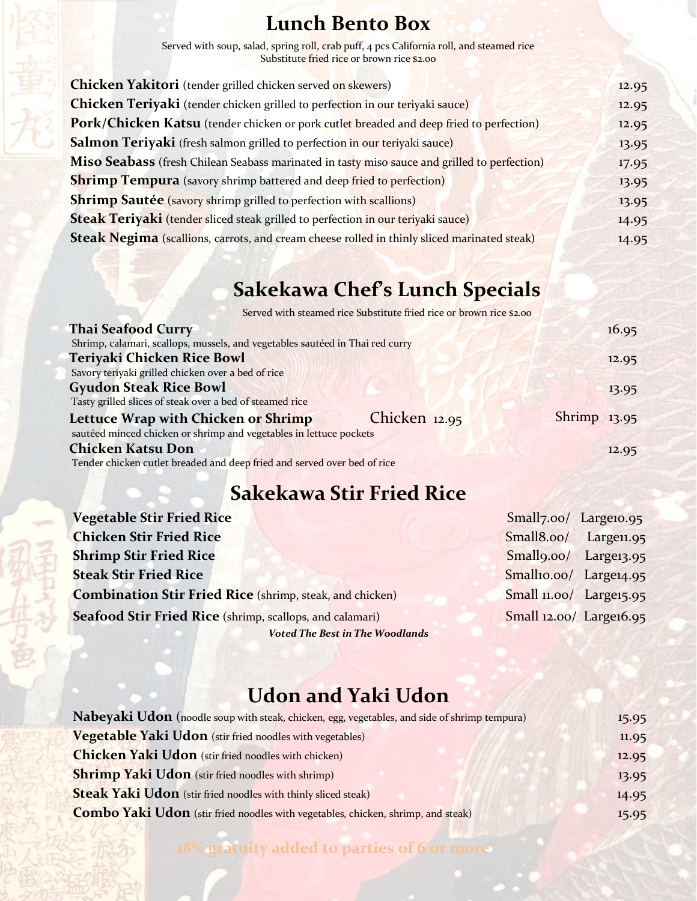# Lunch Bento Box

Served with soup, salad, spring roll, crab puff, 4 pcs California roll, and steamed rice
Substitute fried rice or brown rice $2.00

| | |
|---|---|
| **Chicken Yakitori** (tender grilled chicken served on skewers) | 12.95 |
| **Chicken Teriyaki** (tender chicken grilled to perfection in our teriyaki sauce) | 12.95 |
| **Pork/Chicken Katsu** (tender chicken or pork cutlet breaded and deep fried to perfection) | 12.95 |
| **Salmon Teriyaki** (fresh salmon grilled to perfection in our teriyaki sauce) | 13.95 |
| **Miso Seabass** (fresh Chilean Seabass marinated in tasty miso sauce and grilled to perfection) | 17.95 |
| **Shrimp Tempura** (savory shrimp battered and deep fried to perfection) | 13.95 |
| **Shrimp Sautée** (savory shrimp grilled to perfection with scallions) | 13.95 |
| **Steak Teriyaki** (tender sliced steak grilled to perfection in our teriyaki sauce) | 14.95 |
| **Steak Negima** (scallions, carrots, and cream cheese rolled in thinly sliced marinated steak) | 14.95 |

# Sakekawa Chef's Lunch Specials

Served with steamed rice Substitute fried rice or brown rice $2.00

**Thai Seafood Curry** — 16.95
Shrimp, calamari, scallops, mussels, and vegetables sautéed in Thai red curry

**Teriyaki Chicken Rice Bowl** — 12.95
Savory teriyaki grilled chicken over a bed of rice

**Gyudon Steak Rice Bowl** — 13.95
Tasty grilled slices of steak over a bed of steamed rice

**Lettuce Wrap with Chicken or Shrimp** — Chicken 12.95 / Shrimp 13.95
sautéed minced chicken or shrimp and vegetables in lettuce pockets

**Chicken Katsu Don** — 12.95
Tender chicken cutlet breaded and deep fried and served over bed of rice

# Sakekawa Stir Fried Rice

| | | |
|---|---|---|
| **Vegetable Stir Fried Rice** | Small 7.00 | Large 10.95 |
| **Chicken Stir Fried Rice** | Small 8.00 | Large 11.95 |
| **Shrimp Stir Fried Rice** | Small 9.00 | Large 13.95 |
| **Steak Stir Fried Rice** | Small 10.00 | Large 14.95 |
| **Combination Stir Fried Rice** (shrimp, steak, and chicken) | Small 11.00 | Large 15.95 |
| **Seafood Stir Fried Rice** (shrimp, scallops, and calamari) | Small 12.00 | Large 16.95 |

***Voted The Best in The Woodlands***

# Udon and Yaki Udon

| | |
|---|---|
| **Nabeyaki Udon** (noodle soup with steak, chicken, egg, vegetables, and side of shrimp tempura) | 15.95 |
| **Vegetable Yaki Udon** (stir fried noodles with vegetables) | 11.95 |
| **Chicken Yaki Udon** (stir fried noodles with chicken) | 12.95 |
| **Shrimp Yaki Udon** (stir fried noodles with shrimp) | 13.95 |
| **Steak Yaki Udon** (stir fried noodles with thinly sliced steak) | 14.95 |
| **Combo Yaki Udon** (stir fried noodles with vegetables, chicken, shrimp, and steak) | 15.95 |

**18% gratuity added to parties of 6 or more**